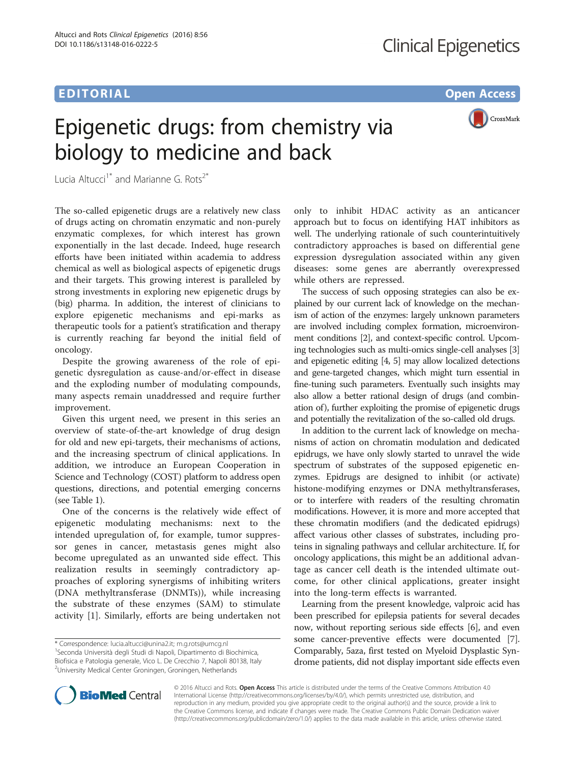EDITORIAL

Open Access

# Epigenetic drugs: from chemistry via biology to medicine and back

Lucia Altucci[1*] and Marianne G. Rots[2*]

The so-called epigenetic drugs are a relatively new class of drugs acting on chromatin enzymatic and non-purely enzymatic complexes, for which interest has grown exponentially in the last decade. Indeed, huge research efforts have been initiated within academia to address chemical as well as biological aspects of epigenetic drugs and their targets. This growing interest is paralleled by strong investments in exploring new epigenetic drugs by (big) pharma. In addition, the interest of clinicians to explore epigenetic mechanisms and epi-marks as therapeutic tools for a patient's stratification and therapy is currently reaching far beyond the initial field of oncology.

Despite the growing awareness of the role of epigenetic dysregulation as cause-and/or-effect in disease and the exploding number of modulating compounds, many aspects remain unaddressed and require further improvement.

Given this urgent need, we present in this series an overview of state-of-the-art knowledge of drug design for old and new epi-targets, their mechanisms of actions, and the increasing spectrum of clinical applications. In addition, we introduce an European Cooperation in Science and Technology (COST) platform to address open questions, directions, and potential emerging concerns (see Table 1).

One of the concerns is the relatively wide effect of epigenetic modulating mechanisms: next to the intended upregulation of, for example, tumor suppressor genes in cancer, metastasis genes might also become upregulated as an unwanted side effect. This realization results in seemingly contradictory approaches of exploring synergisms of inhibiting writers (DNA methyltransferase (DNMTs)), while increasing the substrate of these enzymes (SAM) to stimulate activity [1]. Similarly, efforts are being undertaken not only to inhibit HDAC activity as an anticancer approach but to focus on identifying HAT inhibitors as well. The underlying rationale of such counterintuitively contradictory approaches is based on differential gene expression dysregulation associated within any given diseases: some genes are aberrantly overexpressed while others are repressed.

The success of such opposing strategies can also be explained by our current lack of knowledge on the mechanism of action of the enzymes: largely unknown parameters are involved including complex formation, microenvironment conditions [2], and context-specific control. Upcoming technologies such as multi-omics single-cell analyses [3] and epigenetic editing [4, 5] may allow localized detections and gene-targeted changes, which might turn essential in fine-tuning such parameters. Eventually such insights may also allow a better rational design of drugs (and combination of), further exploiting the promise of epigenetic drugs and potentially the revitalization of the so-called old drugs.

In addition to the current lack of knowledge on mechanisms of action on chromatin modulation and dedicated epidrugs, we have only slowly started to unravel the wide spectrum of substrates of the supposed epigenetic enzymes. Epidrugs are designed to inhibit (or activate) histone-modifying enzymes or DNA methyltransferases, or to interfere with readers of the resulting chromatin modifications. However, it is more and more accepted that these chromatin modifiers (and the dedicated epidrugs) affect various other classes of substrates, including proteins in signaling pathways and cellular architecture. If, for oncology applications, this might be an additional advantage as cancer cell death is the intended ultimate outcome, for other clinical applications, greater insight into the long-term effects is warranted.

Learning from the present knowledge, valproic acid has been prescribed for epilepsia patients for several decades now, without reporting serious side effects [6], and even some cancer-preventive effects were documented [7]. Comparably, 5aza, first tested on Myeloid Dysplastic Syndrome patients, did not display important side effects even

\* Correspondence: lucia.altucci@unina2.it; m.g.rots@umcg.nl

[1]Seconda Università degli Studi di Napoli, Dipartimento di Biochimica, Biofisica e Patologia generale, Vico L. De Crecchio 7, Napoli 80138, Italy

[2]University Medical Center Groningen, Groningen, Netherlands

© 2016 Altucci and Rots. **Open Access** This article is distributed under the terms of the Creative Commons Attribution 4.0 International License (http://creativecommons.org/licenses/by/4.0/), which permits unrestricted use, distribution, and reproduction in any medium, provided you give appropriate credit to the original author(s) and the source, provide a link to the Creative Commons license, and indicate if changes were made. The Creative Commons Public Domain Dedication waiver (http://creativecommons.org/publicdomain/zero/1.0/) applies to the data made available in this article, unless otherwise stated.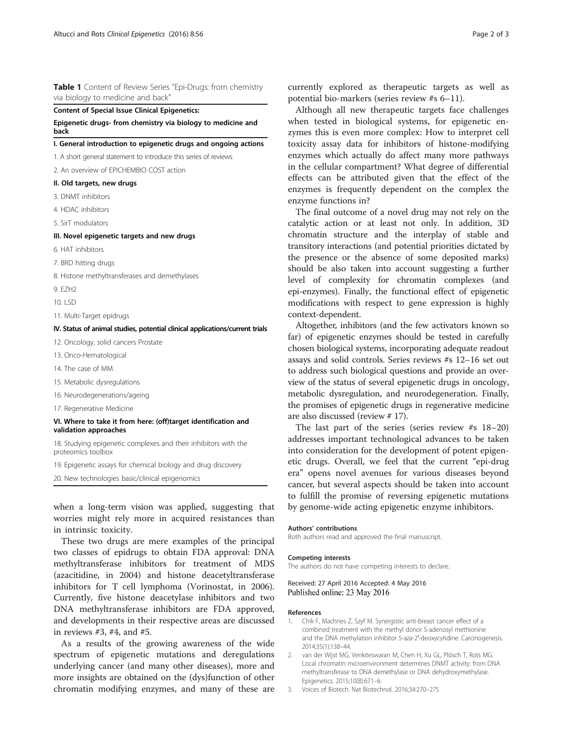**Table 1** Content of Review Series "Epi-Drugs: from chemistry via biology to medicine and back"

| **Content of Special Issue Clinical Epigenetics:** |
|---|
| **Epigenetic drugs- from chemistry via biology to medicine and back** |
| **I. General introduction to epigenetic drugs and ongoing actions** |
| 1. A short general statement to introduce this series of reviews |
| 2. An overview of EPICHEMBIO COST action |
| **II. Old targets, new drugs** |
| 3. DNMT inhibitors |
| 4. HDAC inhibitors |
| 5. SirT modulators |
| **III. Novel epigenetic targets and new drugs** |
| 6. HAT inhibitors |
| 7. BRD hitting drugs |
| 8. Histone methyltransferases and demethylases |
| 9. EZH2 |
| 10. LSD |
| 11. Multi-Target epidrugs |
| **IV. Status of animal studies, potential clinical applications/current trials** |
| 12. Oncology, solid cancers Prostate |
| 13. Onco-Hematological |
| 14. The case of MM |
| 15. Metabolic dysregulations |
| 16. Neurodegenerations/ageing |
| 17. Regenerative Medicine |
| **VI. Where to take it from here: (off)target identification and validation approaches** |
| 18. Studying epigenetic complexes and their inhibitors with the proteomics toolbox |
| 19. Epigenetic assays for chemical biology and drug discovery |
| 20. New technologies basic/clinical epigenomics |

when a long-term vision was applied, suggesting that worries might rely more in acquired resistances than in intrinsic toxicity.

These two drugs are mere examples of the principal two classes of epidrugs to obtain FDA approval: DNA methyltransferase inhibitors for treatment of MDS (azacitidine, in 2004) and histone deacetyltransferase inhibitors for T cell lymphoma (Vorinostat, in 2006). Currently, five histone deacetylase inhibitors and two DNA methyltransferase inhibitors are FDA approved, and developments in their respective areas are discussed in reviews #3, #4, and #5.

As a results of the growing awareness of the wide spectrum of epigenetic mutations and deregulations underlying cancer (and many other diseases), more and more insights are obtained on the (dys)function of other chromatin modifying enzymes, and many of these are currently explored as therapeutic targets as well as potential bio-markers (series review #s 6–11).

Although all new therapeutic targets face challenges when tested in biological systems, for epigenetic enzymes this is even more complex: How to interpret cell toxicity assay data for inhibitors of histone-modifying enzymes which actually do affect many more pathways in the cellular compartment? What degree of differential effects can be attributed given that the effect of the enzymes is frequently dependent on the complex the enzyme functions in?

The final outcome of a novel drug may not rely on the catalytic action or at least not only. In addition, 3D chromatin structure and the interplay of stable and transitory interactions (and potential priorities dictated by the presence or the absence of some deposited marks) should be also taken into account suggesting a further level of complexity for chromatin complexes (and epi-enzymes). Finally, the functional effect of epigenetic modifications with respect to gene expression is highly context-dependent.

Altogether, inhibitors (and the few activators known so far) of epigenetic enzymes should be tested in carefully chosen biological systems, incorporating adequate readout assays and solid controls. Series reviews #s 12–16 set out to address such biological questions and provide an overview of the status of several epigenetic drugs in oncology, metabolic dysregulation, and neurodegeneration. Finally, the promises of epigenetic drugs in regenerative medicine are also discussed (review # 17).

The last part of the series (series review #s 18–20) addresses important technological advances to be taken into consideration for the development of potent epigenetic drugs. Overall, we feel that the current "epi-drug era" opens novel avenues for various diseases beyond cancer, but several aspects should be taken into account to fulfill the promise of reversing epigenetic mutations by genome-wide acting epigenetic enzyme inhibitors.

#### Authors' contributions

Both authors read and approved the final manuscript.

#### Competing interests

The authors do not have competing interests to declare.

Received: 27 April 2016 Accepted: 4 May 2016
Published online: 23 May 2016

#### References

1. Chik F, Machnes Z, Szyf M. Synergistic anti-breast cancer effect of a combined treatment with the methyl donor S-adenosyl methionine and the DNA methylation inhibitor 5-aza-2′-deoxycytidine. Carcinogenesis. 2014;35(1):138–44.
2. van der Wijst MG, Venkiteswaran M, Chen H, Xu GL, Plösch T, Rots MG. Local chromatin microenvironment determines DNMT activity: from DNA methyltransferase to DNA demethylase or DNA dehydroxymethylase. Epigenetics. 2015;10(8):671–6.
3. Voices of Biotech. Nat Biotechnol. 2016;34:270–275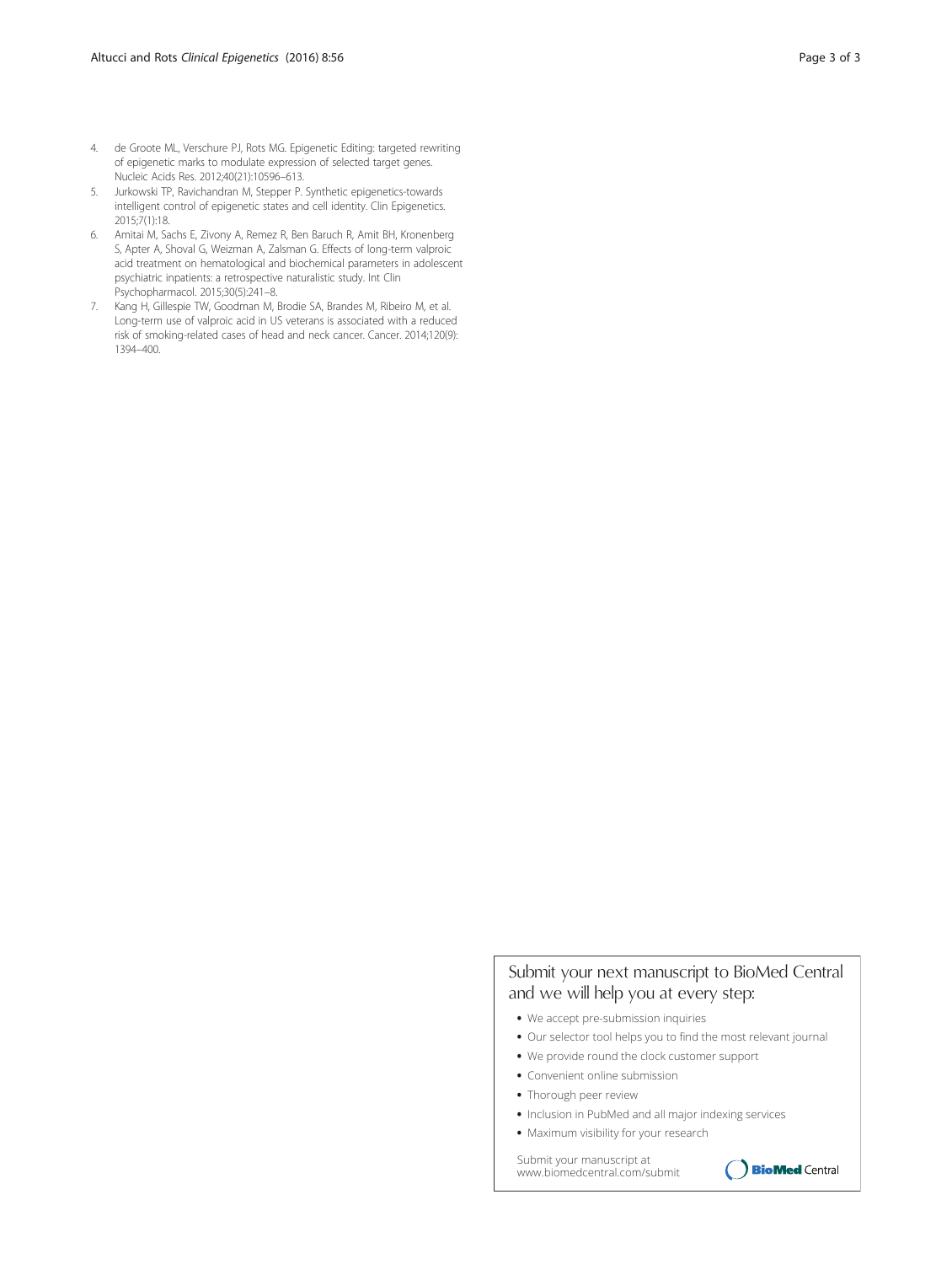4. de Groote ML, Verschure PJ, Rots MG. Epigenetic Editing: targeted rewriting of epigenetic marks to modulate expression of selected target genes. Nucleic Acids Res. 2012;40(21):10596–613.
5. Jurkowski TP, Ravichandran M, Stepper P. Synthetic epigenetics-towards intelligent control of epigenetic states and cell identity. Clin Epigenetics. 2015;7(1):18.
6. Amitai M, Sachs E, Zivony A, Remez R, Ben Baruch R, Amit BH, Kronenberg S, Apter A, Shoval G, Weizman A, Zalsman G. Effects of long-term valproic acid treatment on hematological and biochemical parameters in adolescent psychiatric inpatients: a retrospective naturalistic study. Int Clin Psychopharmacol. 2015;30(5):241–8.
7. Kang H, Gillespie TW, Goodman M, Brodie SA, Brandes M, Ribeiro M, et al. Long-term use of valproic acid in US veterans is associated with a reduced risk of smoking-related cases of head and neck cancer. Cancer. 2014;120(9): 1394–400.

Submit your next manuscript to BioMed Central and we will help you at every step:

- We accept pre-submission inquiries
- Our selector tool helps you to find the most relevant journal
- We provide round the clock customer support
- Convenient online submission
- Thorough peer review
- Inclusion in PubMed and all major indexing services
- Maximum visibility for your research

Submit your manuscript at
www.biomedcentral.com/submit

BioMed Central